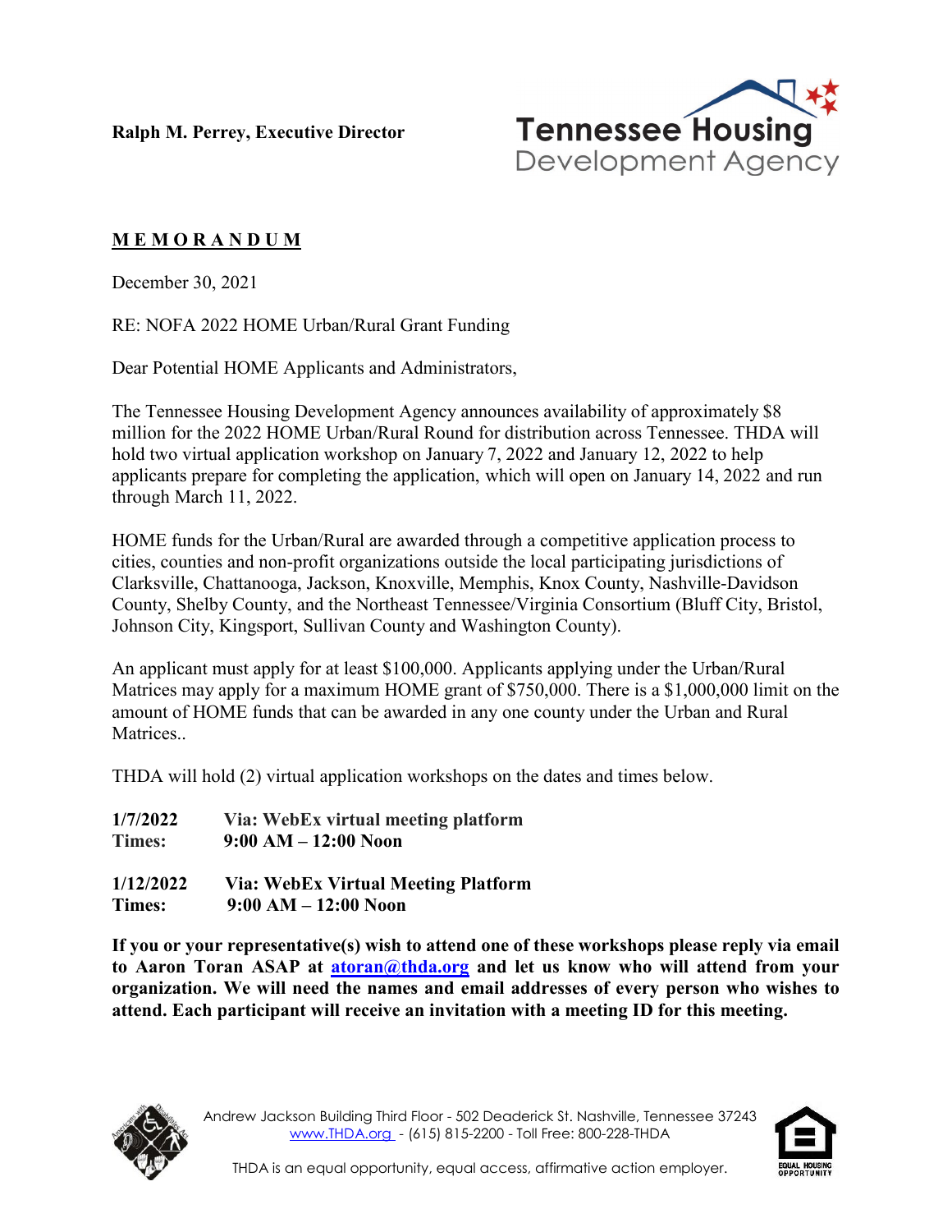**Ralph M. Perrey, Executive Director**

Tennessee Housing Development Agency

# M E M O R A N D U M

December 30, 2021

RE: NOFA 2022 HOME Urban/Rural Grant Funding

Dear Potential HOME Applicants and Administrators,

The Tennessee Housing Development Agency announces availability of approximately $8 million for the 2022 HOME Urban/Rural Round for distribution across Tennessee. THDA will hold two virtual application workshop on January 7, 2022 and January 12, 2022 to help applicants prepare for completing the application, which will open on January 14, 2022 and run through March 11, 2022.

HOME funds for the Urban/Rural are awarded through a competitive application process to cities, counties and non-profit organizations outside the local participating jurisdictions of Clarksville, Chattanooga, Jackson, Knoxville, Memphis, Knox County, Nashville-Davidson County, Shelby County, and the Northeast Tennessee/Virginia Consortium (Bluff City, Bristol, Johnson City, Kingsport, Sullivan County and Washington County).

An applicant must apply for at least $100,000. Applicants applying under the Urban/Rural Matrices may apply for a maximum HOME grant of $750,000. There is a $1,000,000 limit on the amount of HOME funds that can be awarded in any one county under the Urban and Rural Matrices..

THDA will hold (2) virtual application workshops on the dates and times below.

**1/7/2022** **Via: WebEx virtual meeting platform**
**Times:** **9:00 AM – 12:00 Noon**

**1/12/2022** **Via: WebEx Virtual Meeting Platform**
**Times:** **9:00 AM – 12:00 Noon**

**If you or your representative(s) wish to attend one of these workshops please reply via email to Aaron Toran ASAP at [atoran@thda.org](mailto:atoran@thda.org) and let us know who will attend from your organization. We will need the names and email addresses of every person who wishes to attend. Each participant will receive an invitation with a meeting ID for this meeting.**

Andrew Jackson Building Third Floor - 502 Deaderick St. Nashville, Tennessee 37243
www.THDA.org - (615) 815-2200 - Toll Free: 800-228-THDA

THDA is an equal opportunity, equal access, affirmative action employer.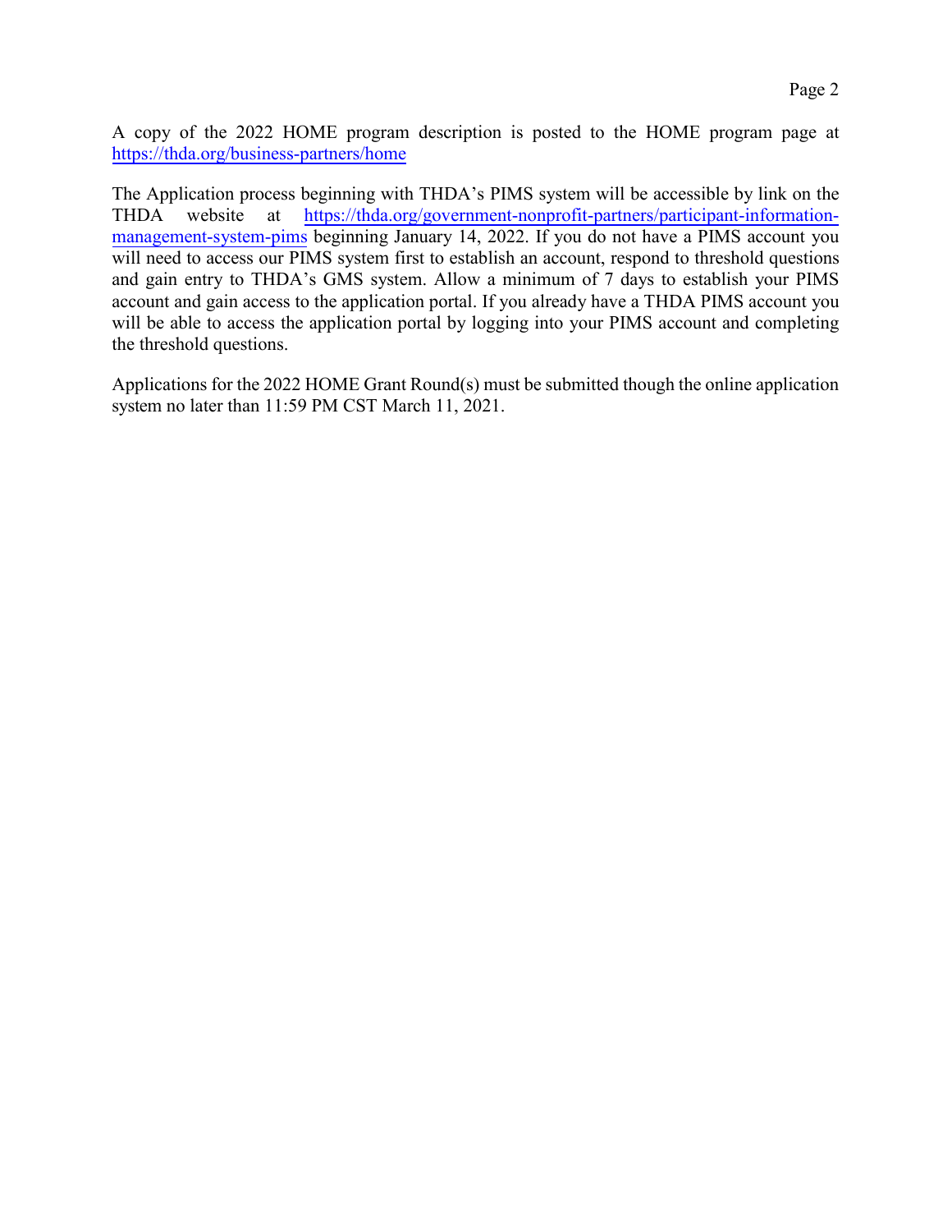A copy of the 2022 HOME program description is posted to the HOME program page at https://thda.org/business-partners/home

The Application process beginning with THDA's PIMS system will be accessible by link on the THDA website at https://thda.org/government-nonprofit-partners/participant-information-management-system-pims beginning January 14, 2022. If you do not have a PIMS account you will need to access our PIMS system first to establish an account, respond to threshold questions and gain entry to THDA's GMS system. Allow a minimum of 7 days to establish your PIMS account and gain access to the application portal. If you already have a THDA PIMS account you will be able to access the application portal by logging into your PIMS account and completing the threshold questions.

Applications for the 2022 HOME Grant Round(s) must be submitted though the online application system no later than 11:59 PM CST March 11, 2021.